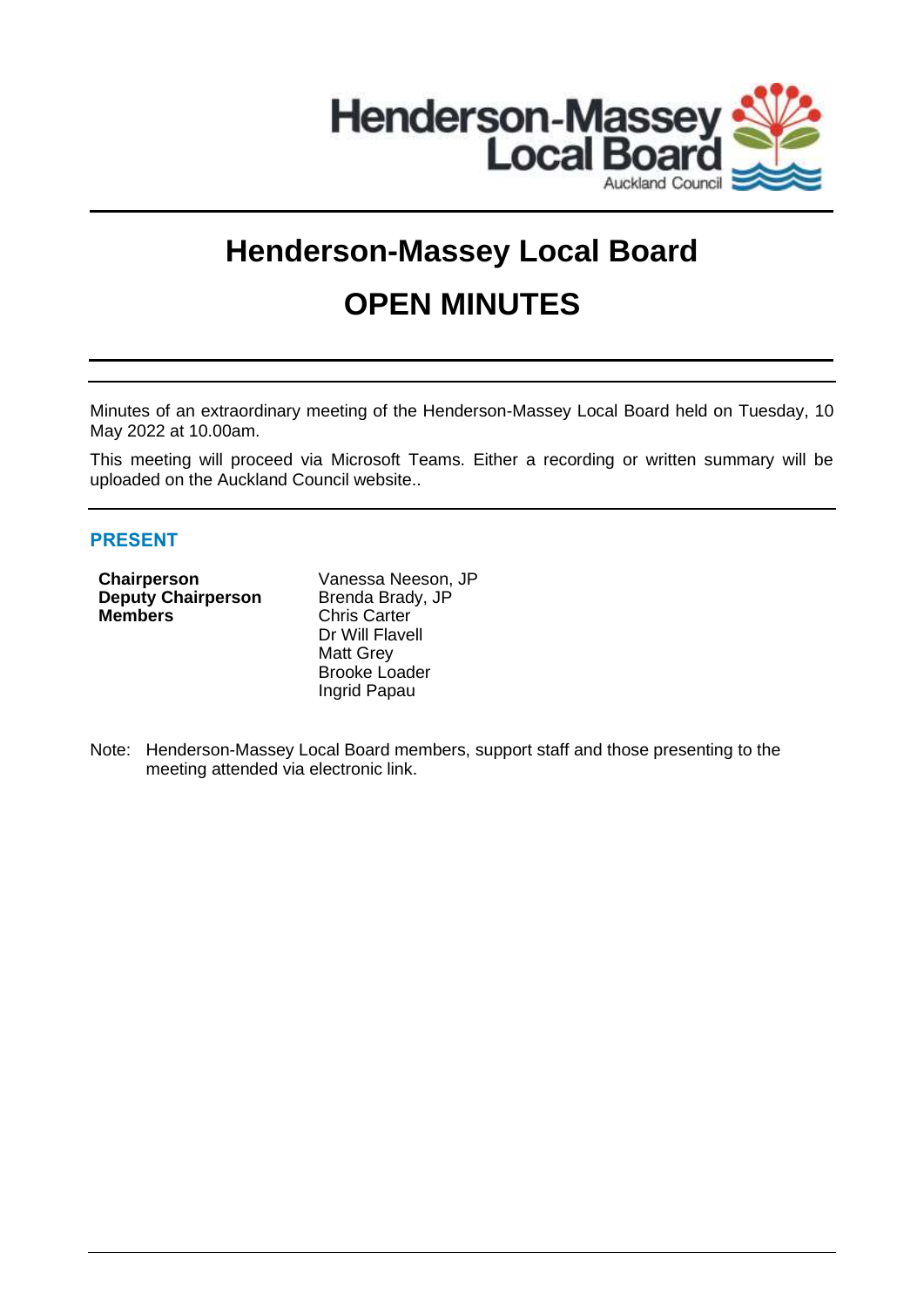# Henderson-Massey Local Board

# OPEN MINUTES

Minutes of an extraordinary meeting of the Henderson-Massey Local Board held on Tuesday, 10 May 2022 at 10.00am.

This meeting will proceed via Microsoft Teams. Either a recording or written summary will be uploaded on the Auckland Council website..

## PRESENT

| | |
|---|---|
| **Chairperson** | Vanessa Neeson, JP |
| **Deputy Chairperson** | Brenda Brady, JP |
| **Members** | Chris Carter |
| | Dr Will Flavell |
| | Matt Grey |
| | Brooke Loader |
| | Ingrid Papau |

Note: Henderson-Massey Local Board members, support staff and those presenting to the meeting attended via electronic link.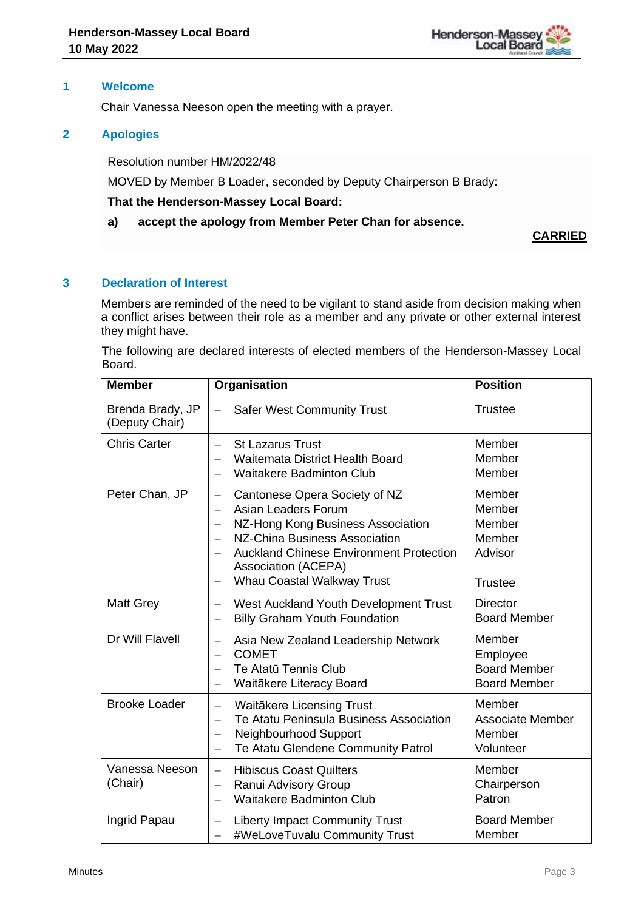## 1 Welcome

Chair Vanessa Neeson open the meeting with a prayer.

## 2 Apologies

Resolution number HM/2022/48

MOVED by Member B Loader, seconded by Deputy Chairperson B Brady:

**That the Henderson-Massey Local Board:**

**a) accept the apology from Member Peter Chan for absence.**

**CARRIED**

## 3 Declaration of Interest

Members are reminded of the need to be vigilant to stand aside from decision making when a conflict arises between their role as a member and any private or other external interest they might have.

The following are declared interests of elected members of the Henderson-Massey Local Board.

| Member | Organisation | Position |
|---|---|---|
| Brenda Brady, JP (Deputy Chair) | – Safer West Community Trust | Trustee |
| Chris Carter | – St Lazarus Trust<br>– Waitemata District Health Board<br>– Waitakere Badminton Club | Member<br>Member<br>Member |
| Peter Chan, JP | – Cantonese Opera Society of NZ<br>– Asian Leaders Forum<br>– NZ-Hong Kong Business Association<br>– NZ-China Business Association<br>– Auckland Chinese Environment Protection Association (ACEPA)<br>– Whau Coastal Walkway Trust | Member<br>Member<br>Member<br>Member<br>Advisor<br><br>Trustee |
| Matt Grey | – West Auckland Youth Development Trust<br>– Billy Graham Youth Foundation | Director<br>Board Member |
| Dr Will Flavell | – Asia New Zealand Leadership Network<br>– COMET<br>– Te Atatū Tennis Club<br>– Waitākere Literacy Board | Member<br>Employee<br>Board Member<br>Board Member |
| Brooke Loader | – Waitākere Licensing Trust<br>– Te Atatu Peninsula Business Association<br>– Neighbourhood Support<br>– Te Atatu Glendene Community Patrol | Member<br>Associate Member<br>Member<br>Volunteer |
| Vanessa Neeson (Chair) | – Hibiscus Coast Quilters<br>– Ranui Advisory Group<br>– Waitakere Badminton Club | Member<br>Chairperson<br>Patron |
| Ingrid Papau | – Liberty Impact Community Trust<br>– #WeLoveTuvalu Community Trust | Board Member<br>Member |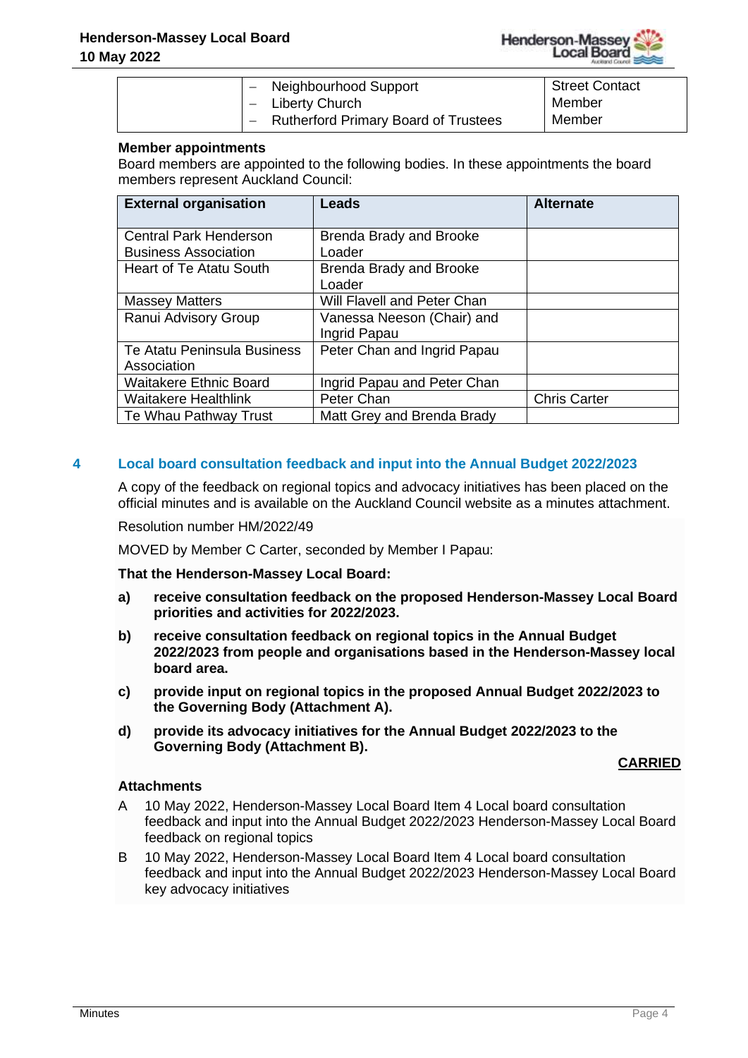| | – Neighbourhood Support<br>– Liberty Church<br>– Rutherford Primary Board of Trustees | Street Contact<br>Member<br>Member |
|---|---|---|

**Member appointments**

Board members are appointed to the following bodies. In these appointments the board members represent Auckland Council:

| External organisation | Leads | Alternate |
|---|---|---|
| Central Park Henderson Business Association | Brenda Brady and Brooke Loader | |
| Heart of Te Atatu South | Brenda Brady and Brooke Loader | |
| Massey Matters | Will Flavell and Peter Chan | |
| Ranui Advisory Group | Vanessa Neeson (Chair) and Ingrid Papau | |
| Te Atatu Peninsula Business Association | Peter Chan and Ingrid Papau | |
| Waitakere Ethnic Board | Ingrid Papau and Peter Chan | |
| Waitakere Healthlink | Peter Chan | Chris Carter |
| Te Whau Pathway Trust | Matt Grey and Brenda Brady | |

## 4 Local board consultation feedback and input into the Annual Budget 2022/2023

A copy of the feedback on regional topics and advocacy initiatives has been placed on the official minutes and is available on the Auckland Council website as a minutes attachment.

Resolution number HM/2022/49

MOVED by Member C Carter, seconded by Member I Papau:

**That the Henderson-Massey Local Board:**

**a) receive consultation feedback on the proposed Henderson-Massey Local Board priorities and activities for 2022/2023.**

**b) receive consultation feedback on regional topics in the Annual Budget 2022/2023 from people and organisations based in the Henderson-Massey local board area.**

**c) provide input on regional topics in the proposed Annual Budget 2022/2023 to the Governing Body (Attachment A).**

**d) provide its advocacy initiatives for the Annual Budget 2022/2023 to the Governing Body (Attachment B).**

**CARRIED**

**Attachments**

A 10 May 2022, Henderson-Massey Local Board Item 4 Local board consultation feedback and input into the Annual Budget 2022/2023 Henderson-Massey Local Board feedback on regional topics

B 10 May 2022, Henderson-Massey Local Board Item 4 Local board consultation feedback and input into the Annual Budget 2022/2023 Henderson-Massey Local Board key advocacy initiatives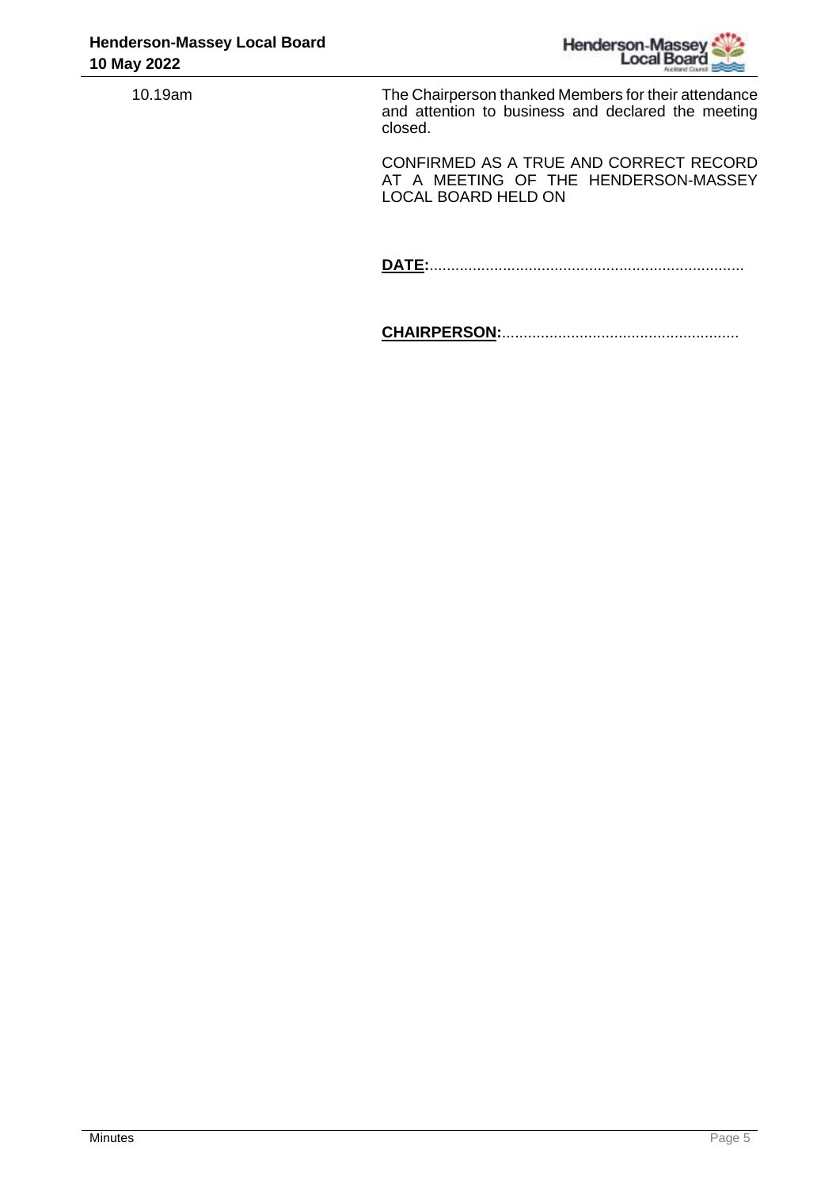| | |
|---|---|
| 10.19am | The Chairperson thanked Members for their attendance and attention to business and declared the meeting closed. |

CONFIRMED AS A TRUE AND CORRECT RECORD AT A MEETING OF THE HENDERSON-MASSEY LOCAL BOARD HELD ON

**DATE:**.........................................................................

**CHAIRPERSON:**.......................................................